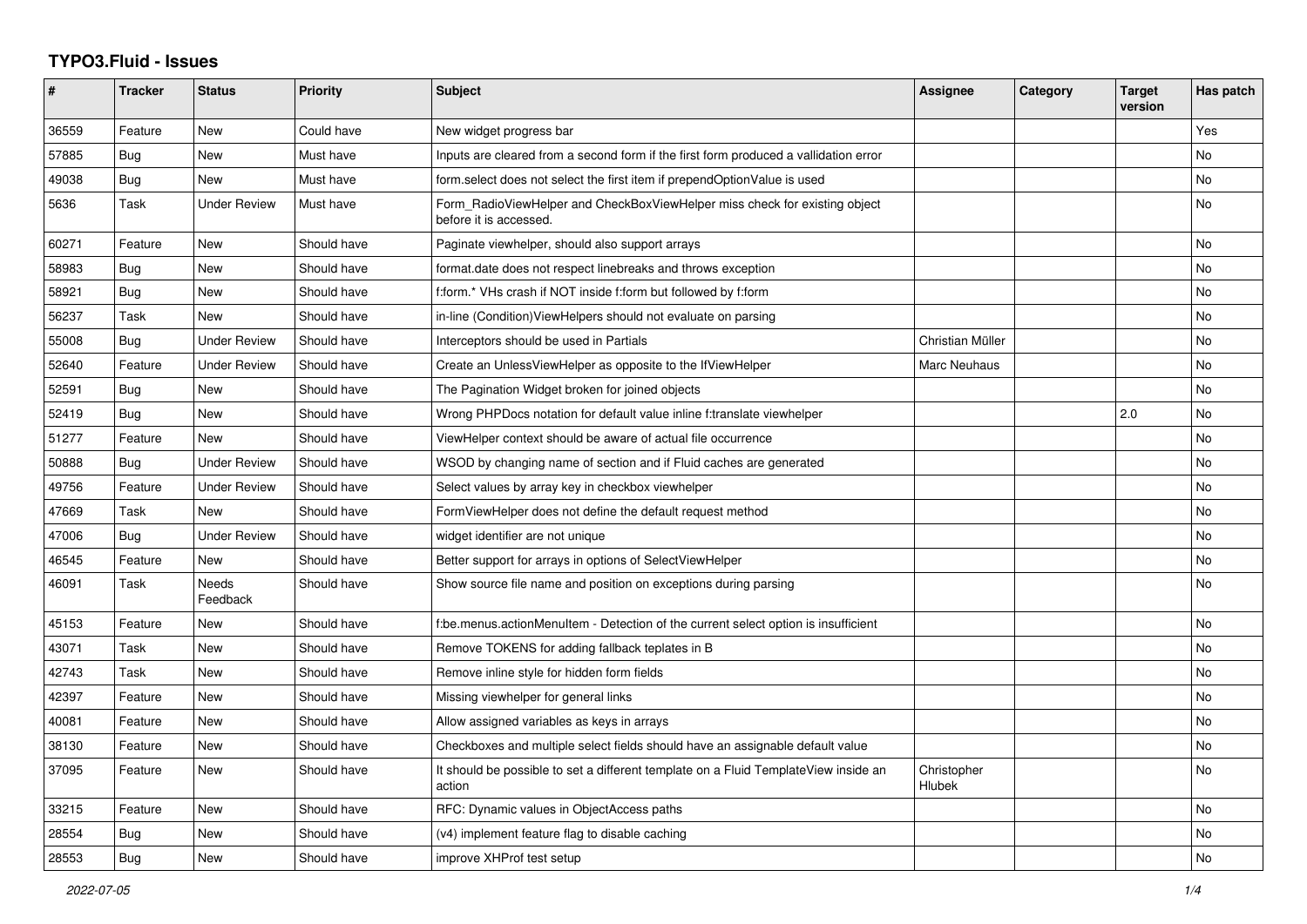# TYPO3.Fluid - Issues

| # | Tracker | Status | Priority | Subject | Assignee | Category | Target version | Has patch |
|---|---|---|---|---|---|---|---|---|
| 36559 | Feature | New | Could have | New widget progress bar | | | | Yes |
| 57885 | Bug | New | Must have | Inputs are cleared from a second form if the first form produced a vallidation error | | | | No |
| 49038 | Bug | New | Must have | form.select does not select the first item if prependOptionValue is used | | | | No |
| 5636 | Task | Under Review | Must have | Form_RadioViewHelper and CheckBoxViewHelper miss check for existing object before it is accessed. | | | | No |
| 60271 | Feature | New | Should have | Paginate viewhelper, should also support arrays | | | | No |
| 58983 | Bug | New | Should have | format.date does not respect linebreaks and throws exception | | | | No |
| 58921 | Bug | New | Should have | f:form.* VHs crash if NOT inside f:form but followed by f:form | | | | No |
| 56237 | Task | New | Should have | in-line (Condition)ViewHelpers should not evaluate on parsing | | | | No |
| 55008 | Bug | Under Review | Should have | Interceptors should be used in Partials | Christian Müller | | | No |
| 52640 | Feature | Under Review | Should have | Create an UnlessViewHelper as opposite to the IfViewHelper | Marc Neuhaus | | | No |
| 52591 | Bug | New | Should have | The Pagination Widget broken for joined objects | | | | No |
| 52419 | Bug | New | Should have | Wrong PHPDocs notation for default value inline f:translate viewhelper | | | 2.0 | No |
| 51277 | Feature | New | Should have | ViewHelper context should be aware of actual file occurrence | | | | No |
| 50888 | Bug | Under Review | Should have | WSOD by changing name of section and if Fluid caches are generated | | | | No |
| 49756 | Feature | Under Review | Should have | Select values by array key in checkbox viewhelper | | | | No |
| 47669 | Task | New | Should have | FormViewHelper does not define the default request method | | | | No |
| 47006 | Bug | Under Review | Should have | widget identifier are not unique | | | | No |
| 46545 | Feature | New | Should have | Better support for arrays in options of SelectViewHelper | | | | No |
| 46091 | Task | Needs Feedback | Should have | Show source file name and position on exceptions during parsing | | | | No |
| 45153 | Feature | New | Should have | f:be.menus.actionMenuItem - Detection of the current select option is insufficient | | | | No |
| 43071 | Task | New | Should have | Remove TOKENS for adding fallback teplates in B | | | | No |
| 42743 | Task | New | Should have | Remove inline style for hidden form fields | | | | No |
| 42397 | Feature | New | Should have | Missing viewhelper for general links | | | | No |
| 40081 | Feature | New | Should have | Allow assigned variables as keys in arrays | | | | No |
| 38130 | Feature | New | Should have | Checkboxes and multiple select fields should have an assignable default value | | | | No |
| 37095 | Feature | New | Should have | It should be possible to set a different template on a Fluid TemplateView inside an action | Christopher Hlubek | | | No |
| 33215 | Feature | New | Should have | RFC: Dynamic values in ObjectAccess paths | | | | No |
| 28554 | Bug | New | Should have | (v4) implement feature flag to disable caching | | | | No |
| 28553 | Bug | New | Should have | improve XHProf test setup | | | | No |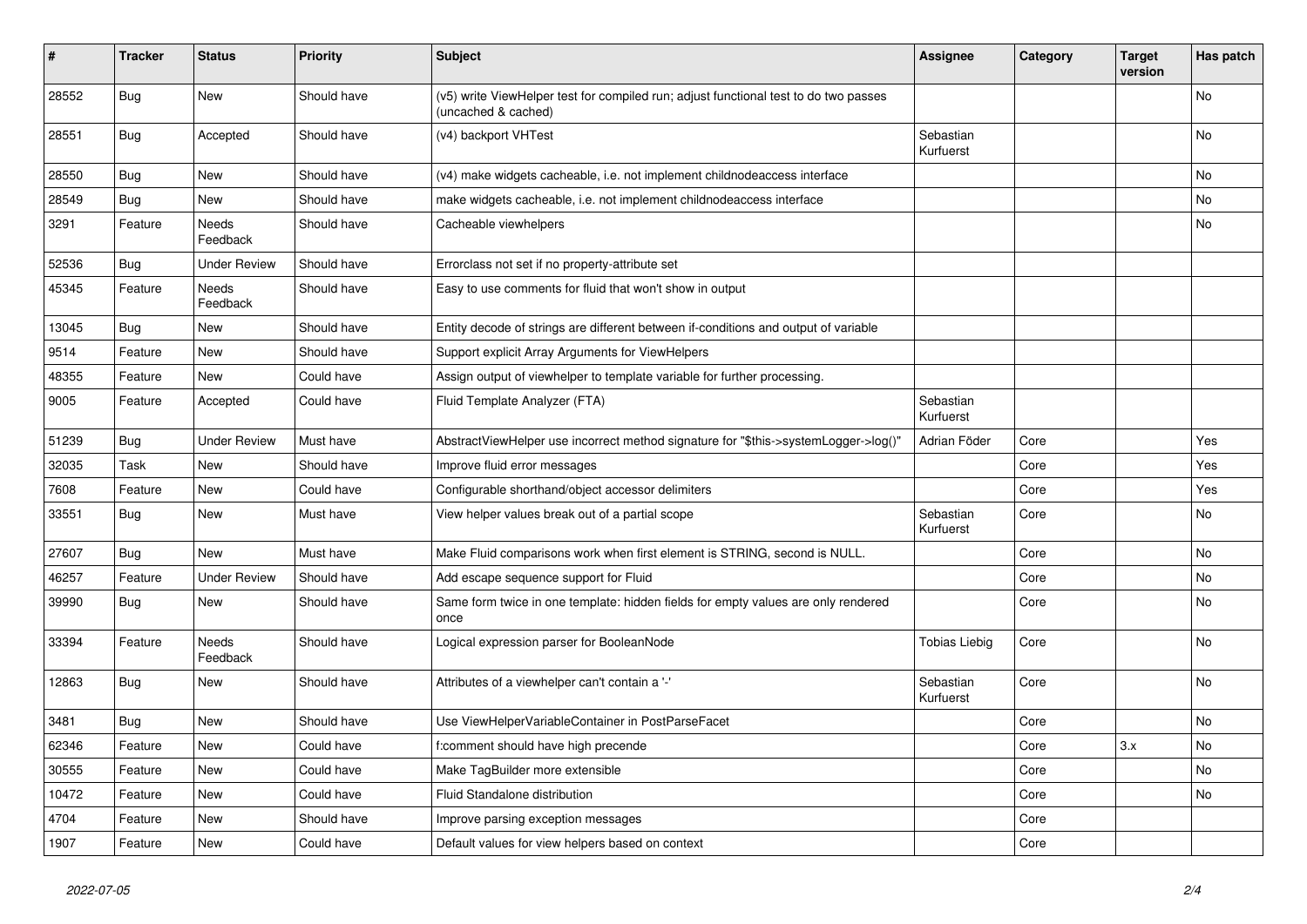| # | Tracker | Status | Priority | Subject | Assignee | Category | Target version | Has patch |
|---|---|---|---|---|---|---|---|---|
| 28552 | Bug | New | Should have | (v5) write ViewHelper test for compiled run; adjust functional test to do two passes (uncached & cached) | | | | No |
| 28551 | Bug | Accepted | Should have | (v4) backport VHTest | Sebastian Kurfuerst | | | No |
| 28550 | Bug | New | Should have | (v4) make widgets cacheable, i.e. not implement childnodeaccess interface | | | | No |
| 28549 | Bug | New | Should have | make widgets cacheable, i.e. not implement childnodeaccess interface | | | | No |
| 3291 | Feature | Needs Feedback | Should have | Cacheable viewhelpers | | | | No |
| 52536 | Bug | Under Review | Should have | Errorclass not set if no property-attribute set | | | | |
| 45345 | Feature | Needs Feedback | Should have | Easy to use comments for fluid that won't show in output | | | | |
| 13045 | Bug | New | Should have | Entity decode of strings are different between if-conditions and output of variable | | | | |
| 9514 | Feature | New | Should have | Support explicit Array Arguments for ViewHelpers | | | | |
| 48355 | Feature | New | Could have | Assign output of viewhelper to template variable for further processing. | | | | |
| 9005 | Feature | Accepted | Could have | Fluid Template Analyzer (FTA) | Sebastian Kurfuerst | | | |
| 51239 | Bug | Under Review | Must have | AbstractViewHelper use incorrect method signature for "$this->systemLogger->log()" | Adrian Föder | Core | | Yes |
| 32035 | Task | New | Should have | Improve fluid error messages | | Core | | Yes |
| 7608 | Feature | New | Could have | Configurable shorthand/object accessor delimiters | | Core | | Yes |
| 33551 | Bug | New | Must have | View helper values break out of a partial scope | Sebastian Kurfuerst | Core | | No |
| 27607 | Bug | New | Must have | Make Fluid comparisons work when first element is STRING, second is NULL. | | Core | | No |
| 46257 | Feature | Under Review | Should have | Add escape sequence support for Fluid | | Core | | No |
| 39990 | Bug | New | Should have | Same form twice in one template: hidden fields for empty values are only rendered once | | Core | | No |
| 33394 | Feature | Needs Feedback | Should have | Logical expression parser for BooleanNode | Tobias Liebig | Core | | No |
| 12863 | Bug | New | Should have | Attributes of a viewhelper can't contain a '-' | Sebastian Kurfuerst | Core | | No |
| 3481 | Bug | New | Should have | Use ViewHelperVariableContainer in PostParseFacet | | Core | | No |
| 62346 | Feature | New | Could have | f:comment should have high precende | | Core | 3.x | No |
| 30555 | Feature | New | Could have | Make TagBuilder more extensible | | Core | | No |
| 10472 | Feature | New | Could have | Fluid Standalone distribution | | Core | | No |
| 4704 | Feature | New | Should have | Improve parsing exception messages | | Core | | |
| 1907 | Feature | New | Could have | Default values for view helpers based on context | | Core | | |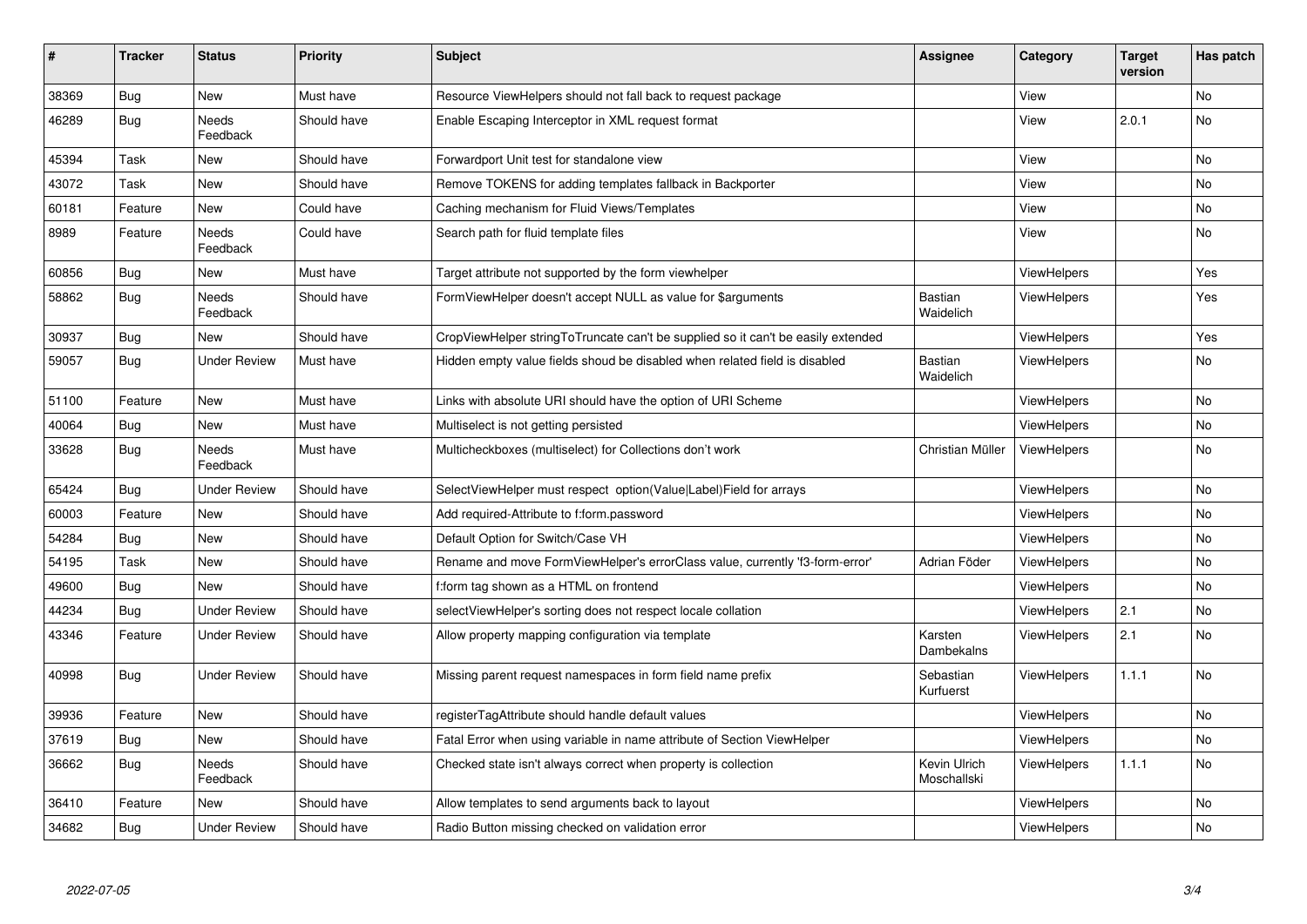| # | Tracker | Status | Priority | Subject | Assignee | Category | Target version | Has patch |
|---|---|---|---|---|---|---|---|---|
| 38369 | Bug | New | Must have | Resource ViewHelpers should not fall back to request package | | View | | No |
| 46289 | Bug | Needs Feedback | Should have | Enable Escaping Interceptor in XML request format | | View | 2.0.1 | No |
| 45394 | Task | New | Should have | Forwardport Unit test for standalone view | | View | | No |
| 43072 | Task | New | Should have | Remove TOKENS for adding templates fallback in Backporter | | View | | No |
| 60181 | Feature | New | Could have | Caching mechanism for Fluid Views/Templates | | View | | No |
| 8989 | Feature | Needs Feedback | Could have | Search path for fluid template files | | View | | No |
| 60856 | Bug | New | Must have | Target attribute not supported by the form viewhelper | | ViewHelpers | | Yes |
| 58862 | Bug | Needs Feedback | Should have | FormViewHelper doesn't accept NULL as value for $arguments | Bastian Waidelich | ViewHelpers | | Yes |
| 30937 | Bug | New | Should have | CropViewHelper stringToTruncate can't be supplied so it can't be easily extended | | ViewHelpers | | Yes |
| 59057 | Bug | Under Review | Must have | Hidden empty value fields shoud be disabled when related field is disabled | Bastian Waidelich | ViewHelpers | | No |
| 51100 | Feature | New | Must have | Links with absolute URI should have the option of URI Scheme | | ViewHelpers | | No |
| 40064 | Bug | New | Must have | Multiselect is not getting persisted | | ViewHelpers | | No |
| 33628 | Bug | Needs Feedback | Must have | Multicheckboxes (multiselect) for Collections don't work | Christian Müller | ViewHelpers | | No |
| 65424 | Bug | Under Review | Should have | SelectViewHelper must respect option(Value\|Label)Field for arrays | | ViewHelpers | | No |
| 60003 | Feature | New | Should have | Add required-Attribute to f:form.password | | ViewHelpers | | No |
| 54284 | Bug | New | Should have | Default Option for Switch/Case VH | | ViewHelpers | | No |
| 54195 | Task | New | Should have | Rename and move FormViewHelper's errorClass value, currently 'f3-form-error' | Adrian Föder | ViewHelpers | | No |
| 49600 | Bug | New | Should have | f:form tag shown as a HTML on frontend | | ViewHelpers | | No |
| 44234 | Bug | Under Review | Should have | selectViewHelper's sorting does not respect locale collation | | ViewHelpers | 2.1 | No |
| 43346 | Feature | Under Review | Should have | Allow property mapping configuration via template | Karsten Dambekalns | ViewHelpers | 2.1 | No |
| 40998 | Bug | Under Review | Should have | Missing parent request namespaces in form field name prefix | Sebastian Kurfuerst | ViewHelpers | 1.1.1 | No |
| 39936 | Feature | New | Should have | registerTagAttribute should handle default values | | ViewHelpers | | No |
| 37619 | Bug | New | Should have | Fatal Error when using variable in name attribute of Section ViewHelper | | ViewHelpers | | No |
| 36662 | Bug | Needs Feedback | Should have | Checked state isn't always correct when property is collection | Kevin Ulrich Moschallski | ViewHelpers | 1.1.1 | No |
| 36410 | Feature | New | Should have | Allow templates to send arguments back to layout | | ViewHelpers | | No |
| 34682 | Bug | Under Review | Should have | Radio Button missing checked on validation error | | ViewHelpers | | No |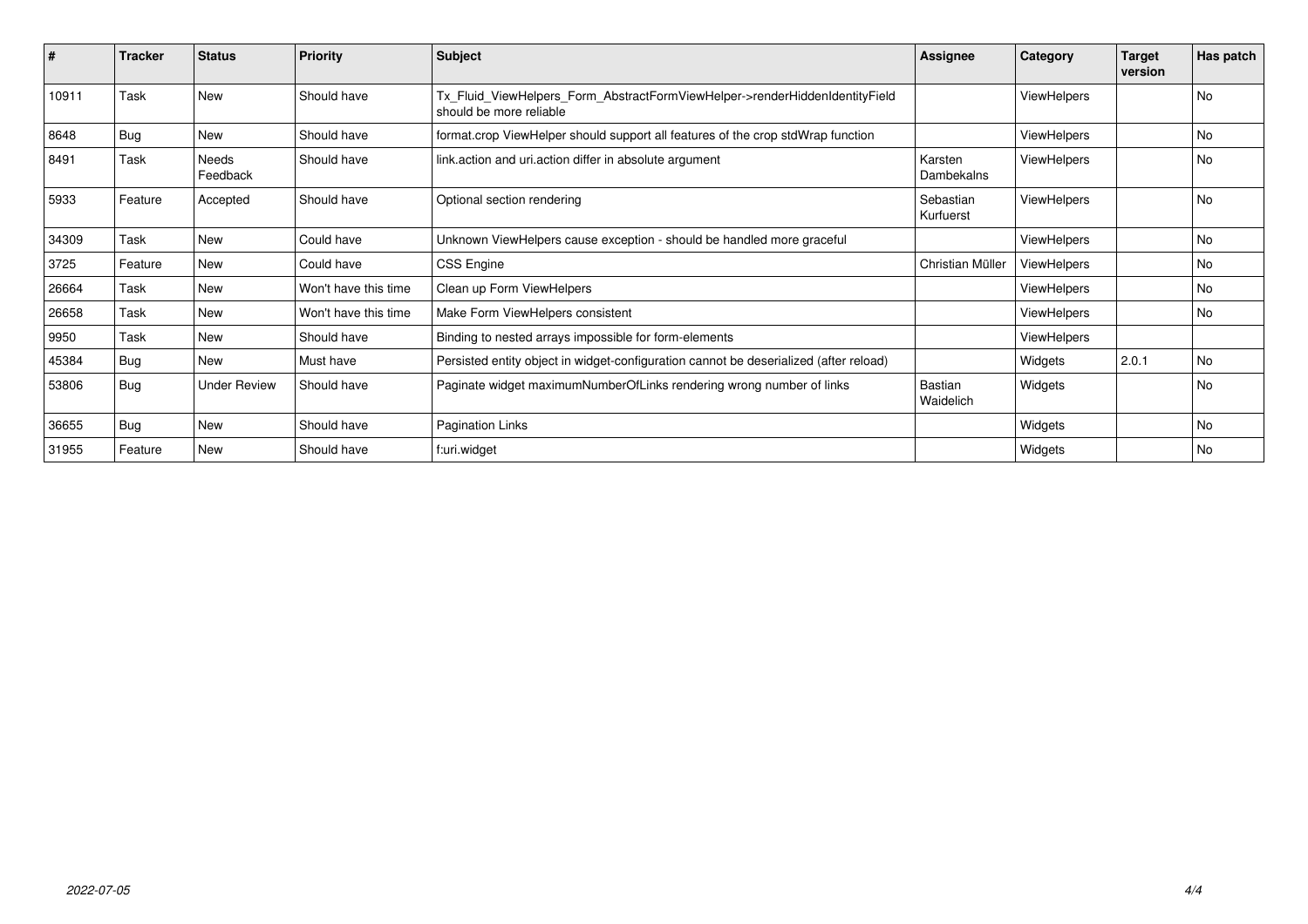| # | Tracker | Status | Priority | Subject | Assignee | Category | Target version | Has patch |
|---|---|---|---|---|---|---|---|---|
| 10911 | Task | New | Should have | Tx_Fluid_ViewHelpers_Form_AbstractFormViewHelper->renderHiddenIdentityField should be more reliable | | ViewHelpers | | No |
| 8648 | Bug | New | Should have | format.crop ViewHelper should support all features of the crop stdWrap function | | ViewHelpers | | No |
| 8491 | Task | Needs Feedback | Should have | link.action and uri.action differ in absolute argument | Karsten Dambekalns | ViewHelpers | | No |
| 5933 | Feature | Accepted | Should have | Optional section rendering | Sebastian Kurfuerst | ViewHelpers | | No |
| 34309 | Task | New | Could have | Unknown ViewHelpers cause exception - should be handled more graceful | | ViewHelpers | | No |
| 3725 | Feature | New | Could have | CSS Engine | Christian Müller | ViewHelpers | | No |
| 26664 | Task | New | Won't have this time | Clean up Form ViewHelpers | | ViewHelpers | | No |
| 26658 | Task | New | Won't have this time | Make Form ViewHelpers consistent | | ViewHelpers | | No |
| 9950 | Task | New | Should have | Binding to nested arrays impossible for form-elements | | ViewHelpers | | |
| 45384 | Bug | New | Must have | Persisted entity object in widget-configuration cannot be deserialized (after reload) | | Widgets | 2.0.1 | No |
| 53806 | Bug | Under Review | Should have | Paginate widget maximumNumberOfLinks rendering wrong number of links | Bastian Waidelich | Widgets | | No |
| 36655 | Bug | New | Should have | Pagination Links | | Widgets | | No |
| 31955 | Feature | New | Should have | f:uri.widget | | Widgets | | No |

*2022-07-05*